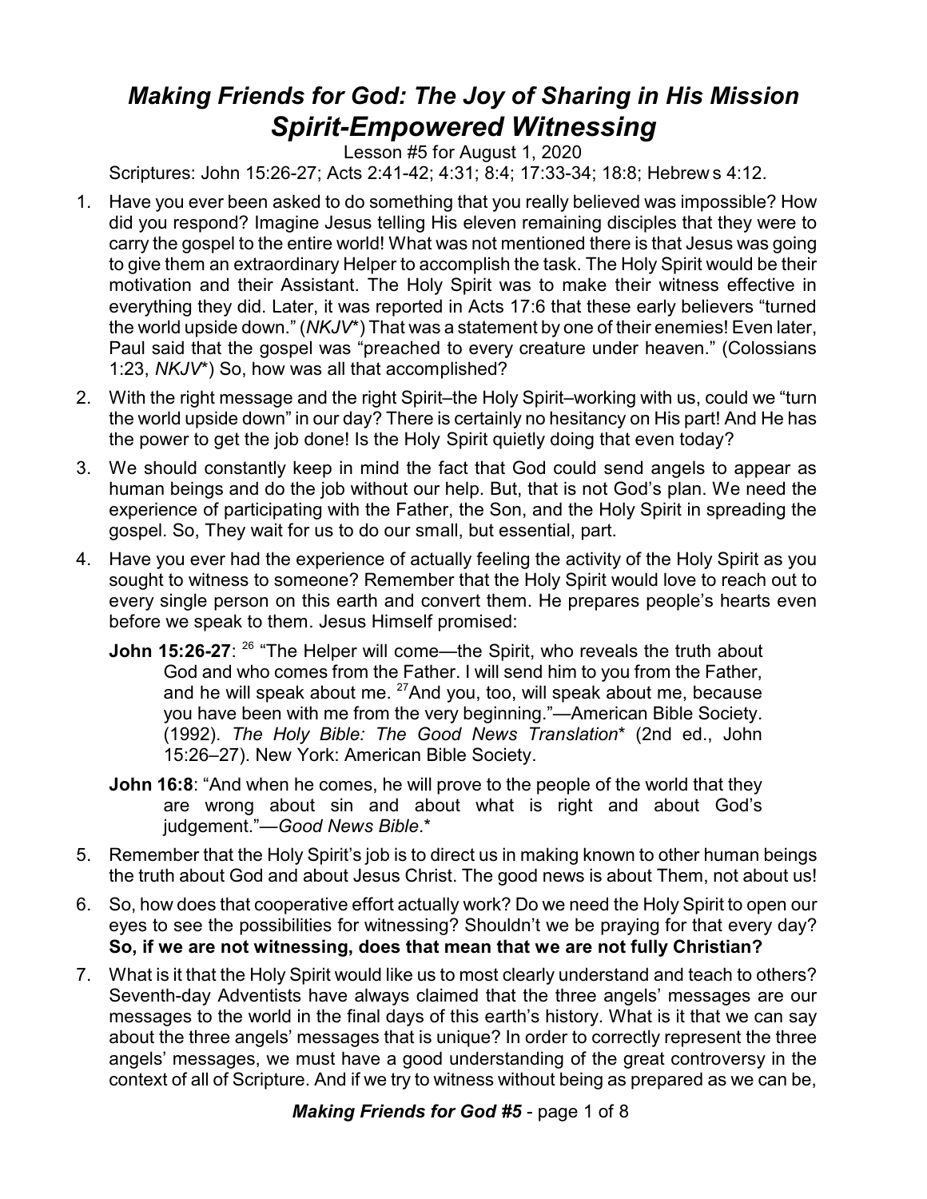# *Making Friends for God: The Joy of Sharing in His Mission*
# *Spirit-Empowered Witnessing*

Lesson #5 for August 1, 2020

Scriptures: John 15:26-27; Acts 2:41-42; 4:31; 8:4; 17:33-34; 18:8; Hebrews 4:12.

1. Have you ever been asked to do something that you really believed was impossible? How did you respond? Imagine Jesus telling His eleven remaining disciples that they were to carry the gospel to the entire world! What was not mentioned there is that Jesus was going to give them an extraordinary Helper to accomplish the task. The Holy Spirit would be their motivation and their Assistant. The Holy Spirit was to make their witness effective in everything they did. Later, it was reported in Acts 17:6 that these early believers "turned the world upside down." (*NKJV**) That was a statement by one of their enemies! Even later, Paul said that the gospel was "preached to every creature under heaven." (Colossians 1:23, *NKJV**) So, how was all that accomplished?

2. With the right message and the right Spirit–the Holy Spirit–working with us, could we "turn the world upside down" in our day? There is certainly no hesitancy on His part! And He has the power to get the job done! Is the Holy Spirit quietly doing that even today?

3. We should constantly keep in mind the fact that God could send angels to appear as human beings and do the job without our help. But, that is not God's plan. We need the experience of participating with the Father, the Son, and the Holy Spirit in spreading the gospel. So, They wait for us to do our small, but essential, part.

4. Have you ever had the experience of actually feeling the activity of the Holy Spirit as you sought to witness to someone? Remember that the Holy Spirit would love to reach out to every single person on this earth and convert them. He prepares people's hearts even before we speak to them. Jesus Himself promised:

   **John 15:26-27**: [26] "The Helper will come—the Spirit, who reveals the truth about God and who comes from the Father. I will send him to you from the Father, and he will speak about me. [27]And you, too, will speak about me, because you have been with me from the very beginning."—American Bible Society. (1992). *The Holy Bible: The Good News Translation** (2nd ed., John 15:26–27). New York: American Bible Society.

   **John 16:8**: "And when he comes, he will prove to the people of the world that they are wrong about sin and about what is right and about God's judgement."—*Good News Bible*.*

5. Remember that the Holy Spirit's job is to direct us in making known to other human beings the truth about God and about Jesus Christ. The good news is about Them, not about us!

6. So, how does that cooperative effort actually work? Do we need the Holy Spirit to open our eyes to see the possibilities for witnessing? Shouldn't we be praying for that every day? **So, if we are not witnessing, does that mean that we are not fully Christian?**

7. What is it that the Holy Spirit would like us to most clearly understand and teach to others? Seventh-day Adventists have always claimed that the three angels' messages are our messages to the world in the final days of this earth's history. What is it that we can say about the three angels' messages that is unique? In order to correctly represent the three angels' messages, we must have a good understanding of the great controversy in the context of all of Scripture. And if we try to witness without being as prepared as we can be,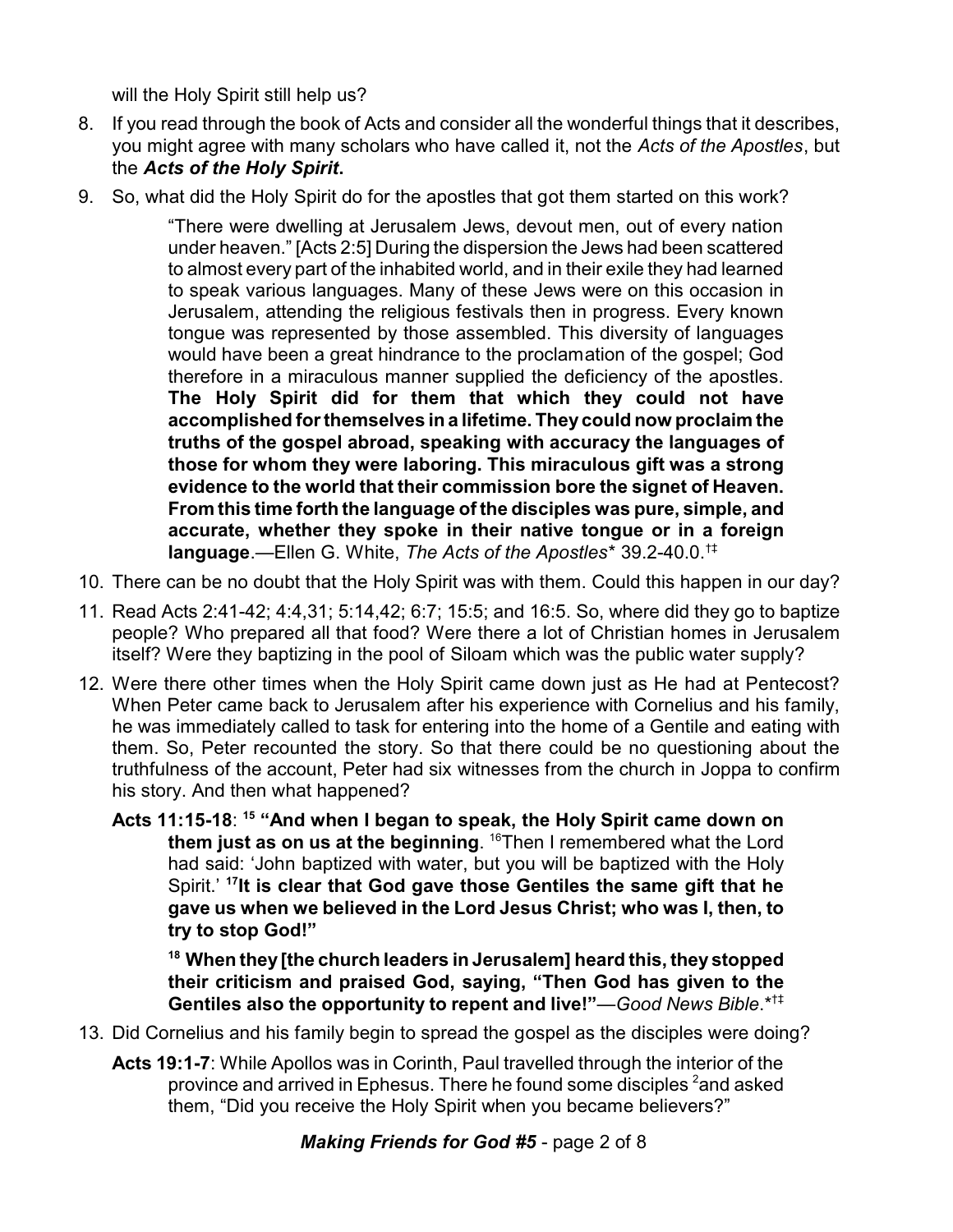will the Holy Spirit still help us?

8. If you read through the book of Acts and consider all the wonderful things that it describes, you might agree with many scholars who have called it, not the *Acts of the Apostles*, but the ***Acts of the Holy Spirit***.
9. So, what did the Holy Spirit do for the apostles that got them started on this work?

> "There were dwelling at Jerusalem Jews, devout men, out of every nation under heaven." [Acts 2:5] During the dispersion the Jews had been scattered to almost every part of the inhabited world, and in their exile they had learned to speak various languages. Many of these Jews were on this occasion in Jerusalem, attending the religious festivals then in progress. Every known tongue was represented by those assembled. This diversity of languages would have been a great hindrance to the proclamation of the gospel; God therefore in a miraculous manner supplied the deficiency of the apostles. **The Holy Spirit did for them that which they could not have accomplished for themselves in a lifetime. They could now proclaim the truths of the gospel abroad, speaking with accuracy the languages of those for whom they were laboring. This miraculous gift was a strong evidence to the world that their commission bore the signet of Heaven. From this time forth the language of the disciples was pure, simple, and accurate, whether they spoke in their native tongue or in a foreign language**.—Ellen G. White, *The Acts of the Apostles*\* 39.2-40.0.†‡

10. There can be no doubt that the Holy Spirit was with them. Could this happen in our day?
11. Read Acts 2:41-42; 4:4,31; 5:14,42; 6:7; 15:5; and 16:5. So, where did they go to baptize people? Who prepared all that food? Were there a lot of Christian homes in Jerusalem itself? Were they baptizing in the pool of Siloam which was the public water supply?
12. Were there other times when the Holy Spirit came down just as He had at Pentecost? When Peter came back to Jerusalem after his experience with Cornelius and his family, he was immediately called to task for entering into the home of a Gentile and eating with them. So, Peter recounted the story. So that there could be no questioning about the truthfulness of the account, Peter had six witnesses from the church in Joppa to confirm his story. And then what happened?

**Acts 11:15-18**: [15] **"And when I began to speak, the Holy Spirit came down on them just as on us at the beginning**. [16]Then I remembered what the Lord had said: 'John baptized with water, but you will be baptized with the Holy Spirit.' [17]**It is clear that God gave those Gentiles the same gift that he gave us when we believed in the Lord Jesus Christ; who was I, then, to try to stop God!"**

> [18] **When they [the church leaders in Jerusalem] heard this, they stopped their criticism and praised God, saying, "Then God has given to the Gentiles also the opportunity to repent and live!"**—*Good News Bible*.\*†‡

13. Did Cornelius and his family begin to spread the gospel as the disciples were doing?

**Acts 19:1-7**: While Apollos was in Corinth, Paul travelled through the interior of the province and arrived in Ephesus. There he found some disciples [2]and asked them, "Did you receive the Holy Spirit when you became believers?"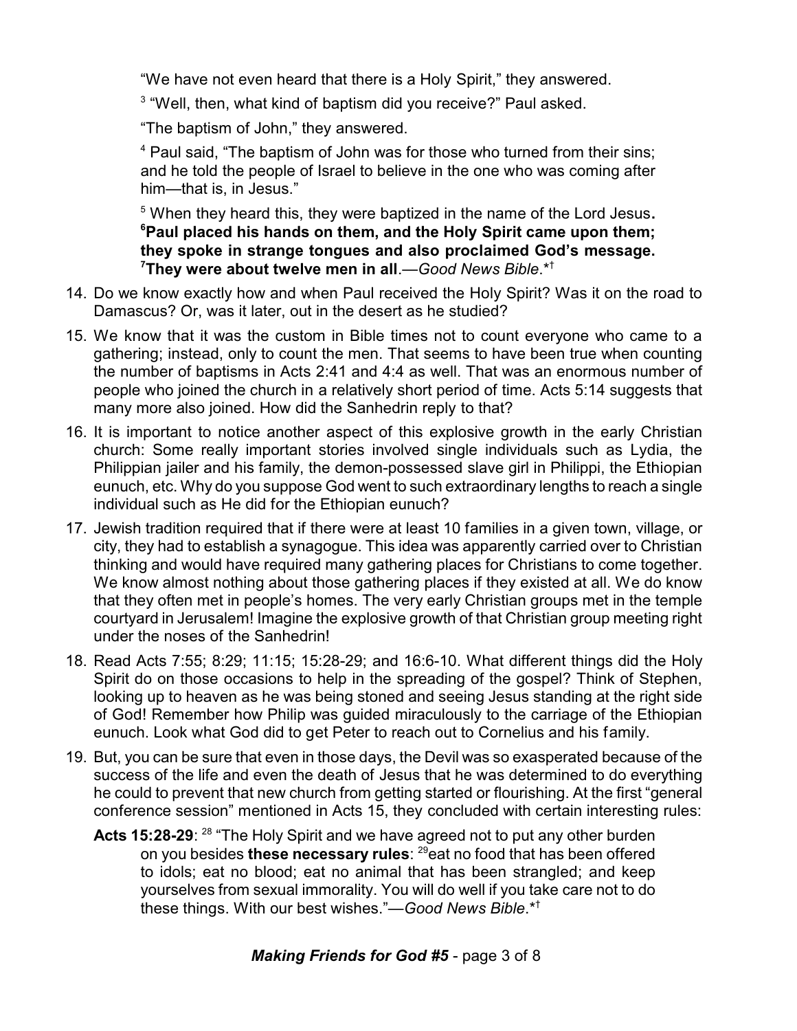"We have not even heard that there is a Holy Spirit," they answered.

[3] "Well, then, what kind of baptism did you receive?" Paul asked.

"The baptism of John," they answered.

[4] Paul said, "The baptism of John was for those who turned from their sins; and he told the people of Israel to believe in the one who was coming after him—that is, in Jesus."

[5] When they heard this, they were baptized in the name of the Lord Jesus**.** **[6]Paul placed his hands on them, and the Holy Spirit came upon them; they spoke in strange tongues and also proclaimed God's message. [7]They were about twelve men in all**.—*Good News Bible*.*†

14. Do we know exactly how and when Paul received the Holy Spirit? Was it on the road to Damascus? Or, was it later, out in the desert as he studied?
15. We know that it was the custom in Bible times not to count everyone who came to a gathering; instead, only to count the men. That seems to have been true when counting the number of baptisms in Acts 2:41 and 4:4 as well. That was an enormous number of people who joined the church in a relatively short period of time. Acts 5:14 suggests that many more also joined. How did the Sanhedrin reply to that?
16. It is important to notice another aspect of this explosive growth in the early Christian church: Some really important stories involved single individuals such as Lydia, the Philippian jailer and his family, the demon-possessed slave girl in Philippi, the Ethiopian eunuch, etc. Why do you suppose God went to such extraordinary lengths to reach a single individual such as He did for the Ethiopian eunuch?
17. Jewish tradition required that if there were at least 10 families in a given town, village, or city, they had to establish a synagogue. This idea was apparently carried over to Christian thinking and would have required many gathering places for Christians to come together. We know almost nothing about those gathering places if they existed at all. We do know that they often met in people's homes. The very early Christian groups met in the temple courtyard in Jerusalem! Imagine the explosive growth of that Christian group meeting right under the noses of the Sanhedrin!
18. Read Acts 7:55; 8:29; 11:15; 15:28-29; and 16:6-10. What different things did the Holy Spirit do on those occasions to help in the spreading of the gospel? Think of Stephen, looking up to heaven as he was being stoned and seeing Jesus standing at the right side of God! Remember how Philip was guided miraculously to the carriage of the Ethiopian eunuch. Look what God did to get Peter to reach out to Cornelius and his family.
19. But, you can be sure that even in those days, the Devil was so exasperated because of the success of the life and even the death of Jesus that he was determined to do everything he could to prevent that new church from getting started or flourishing. At the first "general conference session" mentioned in Acts 15, they concluded with certain interesting rules:

**Acts 15:28-29**: [28] "The Holy Spirit and we have agreed not to put any other burden on you besides **these necessary rules**: [29]eat no food that has been offered to idols; eat no blood; eat no animal that has been strangled; and keep yourselves from sexual immorality. You will do well if you take care not to do these things. With our best wishes."—*Good News Bible*.*†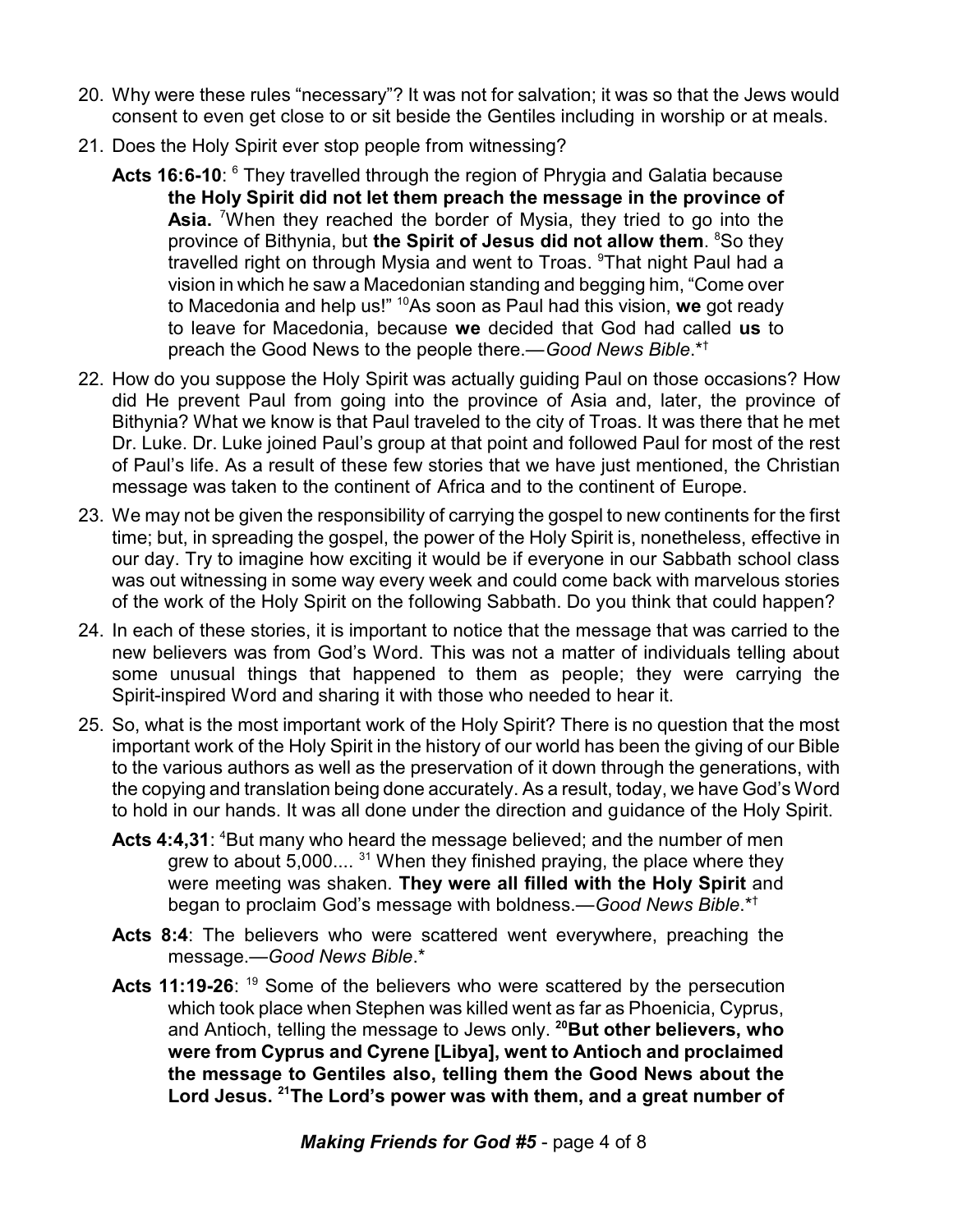20. Why were these rules "necessary"? It was not for salvation; it was so that the Jews would consent to even get close to or sit beside the Gentiles including in worship or at meals.
21. Does the Holy Spirit ever stop people from witnessing?

    **Acts 16:6-10**: [6] They travelled through the region of Phrygia and Galatia because **the Holy Spirit did not let them preach the message in the province of Asia.** [7]When they reached the border of Mysia, they tried to go into the province of Bithynia, but **the Spirit of Jesus did not allow them**. [8]So they travelled right on through Mysia and went to Troas. [9]That night Paul had a vision in which he saw a Macedonian standing and begging him, "Come over to Macedonia and help us!" [10]As soon as Paul had this vision, **we** got ready to leave for Macedonia, because **we** decided that God had called **us** to preach the Good News to the people there.—*Good News Bible*.*†

22. How do you suppose the Holy Spirit was actually guiding Paul on those occasions? How did He prevent Paul from going into the province of Asia and, later, the province of Bithynia? What we know is that Paul traveled to the city of Troas. It was there that he met Dr. Luke. Dr. Luke joined Paul's group at that point and followed Paul for most of the rest of Paul's life. As a result of these few stories that we have just mentioned, the Christian message was taken to the continent of Africa and to the continent of Europe.
23. We may not be given the responsibility of carrying the gospel to new continents for the first time; but, in spreading the gospel, the power of the Holy Spirit is, nonetheless, effective in our day. Try to imagine how exciting it would be if everyone in our Sabbath school class was out witnessing in some way every week and could come back with marvelous stories of the work of the Holy Spirit on the following Sabbath. Do you think that could happen?
24. In each of these stories, it is important to notice that the message that was carried to the new believers was from God's Word. This was not a matter of individuals telling about some unusual things that happened to them as people; they were carrying the Spirit-inspired Word and sharing it with those who needed to hear it.
25. So, what is the most important work of the Holy Spirit? There is no question that the most important work of the Holy Spirit in the history of our world has been the giving of our Bible to the various authors as well as the preservation of it down through the generations, with the copying and translation being done accurately. As a result, today, we have God's Word to hold in our hands. It was all done under the direction and guidance of the Holy Spirit.

    **Acts 4:4,31**: [4]But many who heard the message believed; and the number of men grew to about 5,000.... [31] When they finished praying, the place where they were meeting was shaken. **They were all filled with the Holy Spirit** and began to proclaim God's message with boldness.—*Good News Bible*.*†

    **Acts 8:4**: The believers who were scattered went everywhere, preaching the message.—*Good News Bible*.*

    **Acts 11:19-26**: [19] Some of the believers who were scattered by the persecution which took place when Stephen was killed went as far as Phoenicia, Cyprus, and Antioch, telling the message to Jews only. **[20]But other believers, who were from Cyprus and Cyrene [Libya], went to Antioch and proclaimed the message to Gentiles also, telling them the Good News about the Lord Jesus. [21]The Lord's power was with them, and a great number of**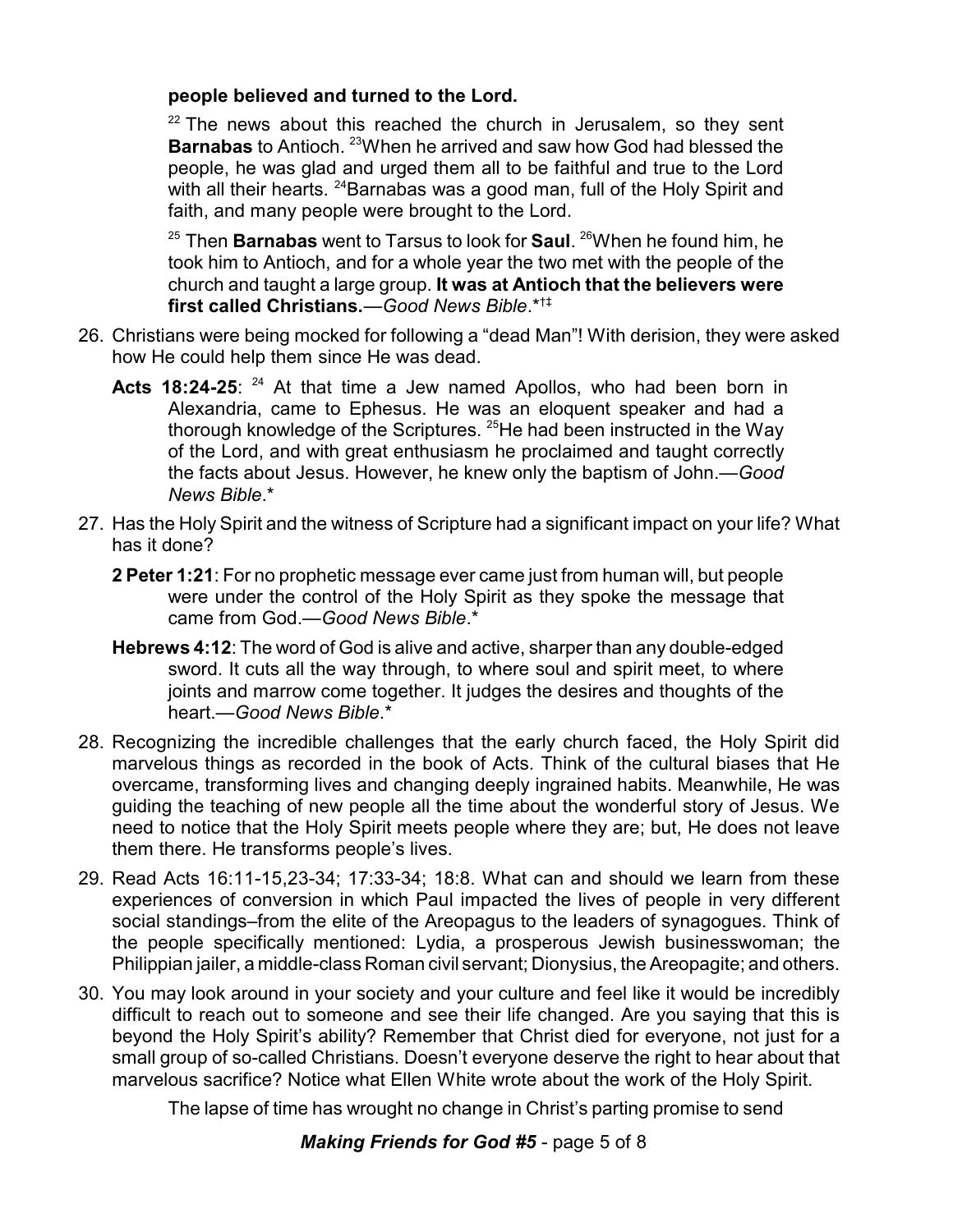**people believed and turned to the Lord.**

[22] The news about this reached the church in Jerusalem, so they sent **Barnabas** to Antioch. [23]When he arrived and saw how God had blessed the people, he was glad and urged them all to be faithful and true to the Lord with all their hearts. [24]Barnabas was a good man, full of the Holy Spirit and faith, and many people were brought to the Lord.

[25] Then **Barnabas** went to Tarsus to look for **Saul**. [26]When he found him, he took him to Antioch, and for a whole year the two met with the people of the church and taught a large group. **It was at Antioch that the believers were first called Christians.**—*Good News Bible*.*†‡

26. Christians were being mocked for following a "dead Man"! With derision, they were asked how He could help them since He was dead.

    **Acts 18:24-25**: [24] At that time a Jew named Apollos, who had been born in Alexandria, came to Ephesus. He was an eloquent speaker and had a thorough knowledge of the Scriptures. [25]He had been instructed in the Way of the Lord, and with great enthusiasm he proclaimed and taught correctly the facts about Jesus. However, he knew only the baptism of John.—*Good News Bible*.*

27. Has the Holy Spirit and the witness of Scripture had a significant impact on your life? What has it done?

    **2 Peter 1:21**: For no prophetic message ever came just from human will, but people were under the control of the Holy Spirit as they spoke the message that came from God.—*Good News Bible*.*

    **Hebrews 4:12**: The word of God is alive and active, sharper than any double-edged sword. It cuts all the way through, to where soul and spirit meet, to where joints and marrow come together. It judges the desires and thoughts of the heart.—*Good News Bible*.*

28. Recognizing the incredible challenges that the early church faced, the Holy Spirit did marvelous things as recorded in the book of Acts. Think of the cultural biases that He overcame, transforming lives and changing deeply ingrained habits. Meanwhile, He was guiding the teaching of new people all the time about the wonderful story of Jesus. We need to notice that the Holy Spirit meets people where they are; but, He does not leave them there. He transforms people's lives.

29. Read Acts 16:11-15,23-34; 17:33-34; 18:8. What can and should we learn from these experiences of conversion in which Paul impacted the lives of people in very different social standings–from the elite of the Areopagus to the leaders of synagogues. Think of the people specifically mentioned: Lydia, a prosperous Jewish businesswoman; the Philippian jailer, a middle-class Roman civil servant; Dionysius, the Areopagite; and others.

30. You may look around in your society and your culture and feel like it would be incredibly difficult to reach out to someone and see their life changed. Are you saying that this is beyond the Holy Spirit's ability? Remember that Christ died for everyone, not just for a small group of so-called Christians. Doesn't everyone deserve the right to hear about that marvelous sacrifice? Notice what Ellen White wrote about the work of the Holy Spirit.

    The lapse of time has wrought no change in Christ's parting promise to send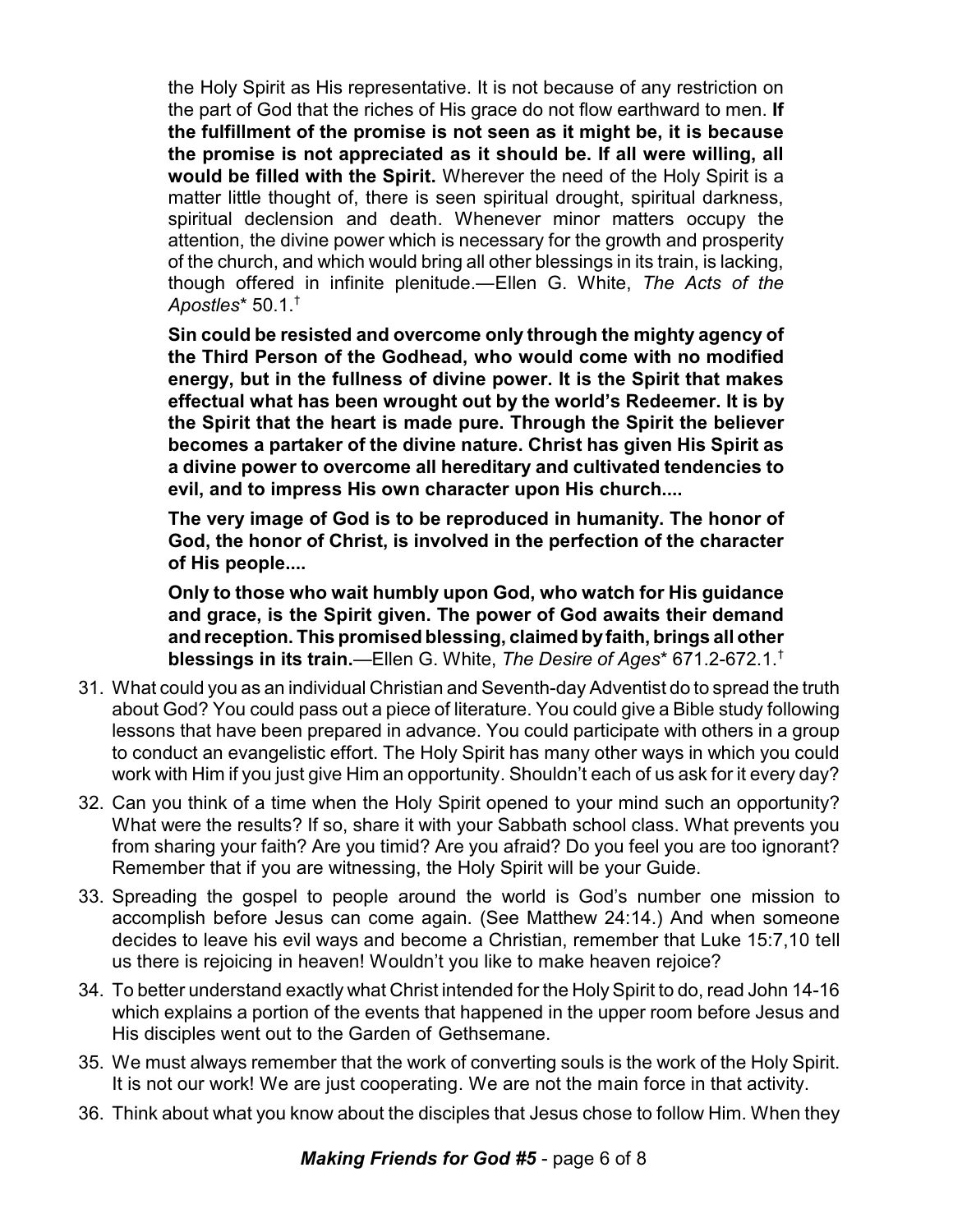the Holy Spirit as His representative. It is not because of any restriction on the part of God that the riches of His grace do not flow earthward to men. **If the fulfillment of the promise is not seen as it might be, it is because the promise is not appreciated as it should be. If all were willing, all would be filled with the Spirit.** Wherever the need of the Holy Spirit is a matter little thought of, there is seen spiritual drought, spiritual darkness, spiritual declension and death. Whenever minor matters occupy the attention, the divine power which is necessary for the growth and prosperity of the church, and which would bring all other blessings in its train, is lacking, though offered in infinite plenitude.—Ellen G. White, *The Acts of the Apostles** 50.1.†

**Sin could be resisted and overcome only through the mighty agency of the Third Person of the Godhead, who would come with no modified energy, but in the fullness of divine power. It is the Spirit that makes effectual what has been wrought out by the world's Redeemer. It is by the Spirit that the heart is made pure. Through the Spirit the believer becomes a partaker of the divine nature. Christ has given His Spirit as a divine power to overcome all hereditary and cultivated tendencies to evil, and to impress His own character upon His church....**

**The very image of God is to be reproduced in humanity. The honor of God, the honor of Christ, is involved in the perfection of the character of His people....**

**Only to those who wait humbly upon God, who watch for His guidance and grace, is the Spirit given. The power of God awaits their demand and reception. This promised blessing, claimed by faith, brings all other blessings in its train.**—Ellen G. White, *The Desire of Ages** 671.2-672.1.†

31. What could you as an individual Christian and Seventh-day Adventist do to spread the truth about God? You could pass out a piece of literature. You could give a Bible study following lessons that have been prepared in advance. You could participate with others in a group to conduct an evangelistic effort. The Holy Spirit has many other ways in which you could work with Him if you just give Him an opportunity. Shouldn't each of us ask for it every day?
32. Can you think of a time when the Holy Spirit opened to your mind such an opportunity? What were the results? If so, share it with your Sabbath school class. What prevents you from sharing your faith? Are you timid? Are you afraid? Do you feel you are too ignorant? Remember that if you are witnessing, the Holy Spirit will be your Guide.
33. Spreading the gospel to people around the world is God's number one mission to accomplish before Jesus can come again. (See Matthew 24:14.) And when someone decides to leave his evil ways and become a Christian, remember that Luke 15:7,10 tell us there is rejoicing in heaven! Wouldn't you like to make heaven rejoice?
34. To better understand exactly what Christ intended for the Holy Spirit to do, read John 14-16 which explains a portion of the events that happened in the upper room before Jesus and His disciples went out to the Garden of Gethsemane.
35. We must always remember that the work of converting souls is the work of the Holy Spirit. It is not our work! We are just cooperating. We are not the main force in that activity.
36. Think about what you know about the disciples that Jesus chose to follow Him. When they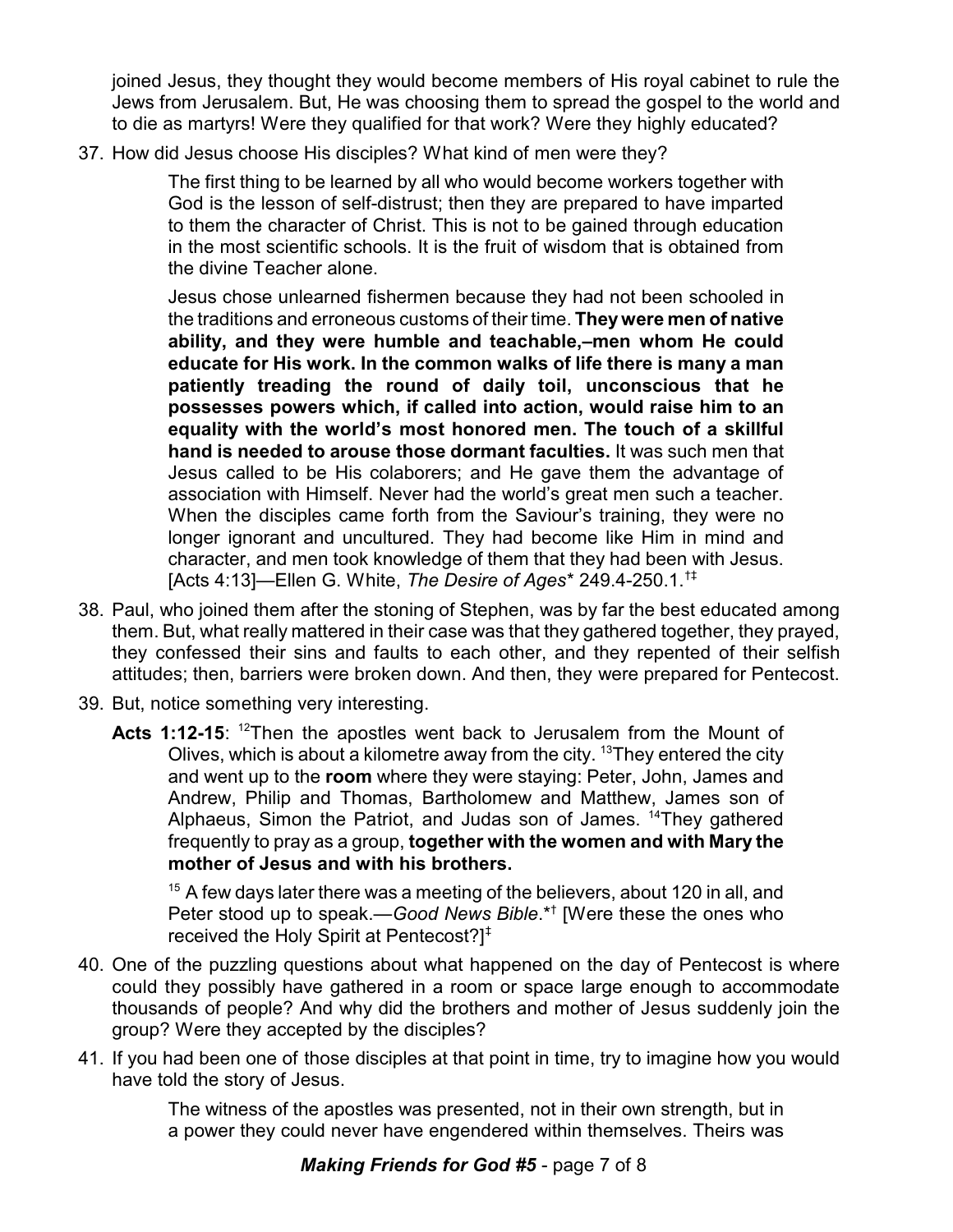joined Jesus, they thought they would become members of His royal cabinet to rule the Jews from Jerusalem. But, He was choosing them to spread the gospel to the world and to die as martyrs! Were they qualified for that work? Were they highly educated?

37. How did Jesus choose His disciples? What kind of men were they?

> The first thing to be learned by all who would become workers together with God is the lesson of self-distrust; then they are prepared to have imparted to them the character of Christ. This is not to be gained through education in the most scientific schools. It is the fruit of wisdom that is obtained from the divine Teacher alone.
>
> Jesus chose unlearned fishermen because they had not been schooled in the traditions and erroneous customs of their time. **They were men of native ability, and they were humble and teachable,–men whom He could educate for His work. In the common walks of life there is many a man patiently treading the round of daily toil, unconscious that he possesses powers which, if called into action, would raise him to an equality with the world's most honored men. The touch of a skillful hand is needed to arouse those dormant faculties.** It was such men that Jesus called to be His colaborers; and He gave them the advantage of association with Himself. Never had the world's great men such a teacher. When the disciples came forth from the Saviour's training, they were no longer ignorant and uncultured. They had become like Him in mind and character, and men took knowledge of them that they had been with Jesus. [Acts 4:13]—Ellen G. White, *The Desire of Ages\** 249.4-250.1.†‡

38. Paul, who joined them after the stoning of Stephen, was by far the best educated among them. But, what really mattered in their case was that they gathered together, they prayed, they confessed their sins and faults to each other, and they repented of their selfish attitudes; then, barriers were broken down. And then, they were prepared for Pentecost.

39. But, notice something very interesting.

    **Acts 1:12-15**: [12]Then the apostles went back to Jerusalem from the Mount of Olives, which is about a kilometre away from the city. [13]They entered the city and went up to the **room** where they were staying: Peter, John, James and Andrew, Philip and Thomas, Bartholomew and Matthew, James son of Alphaeus, Simon the Patriot, and Judas son of James. [14]They gathered frequently to pray as a group, **together with the women and with Mary the mother of Jesus and with his brothers.**

    [15] A few days later there was a meeting of the believers, about 120 in all, and Peter stood up to speak.—*Good News Bible*.\*† [Were these the ones who received the Holy Spirit at Pentecost?]‡

40. One of the puzzling questions about what happened on the day of Pentecost is where could they possibly have gathered in a room or space large enough to accommodate thousands of people? And why did the brothers and mother of Jesus suddenly join the group? Were they accepted by the disciples?

41. If you had been one of those disciples at that point in time, try to imagine how you would have told the story of Jesus.

> The witness of the apostles was presented, not in their own strength, but in a power they could never have engendered within themselves. Theirs was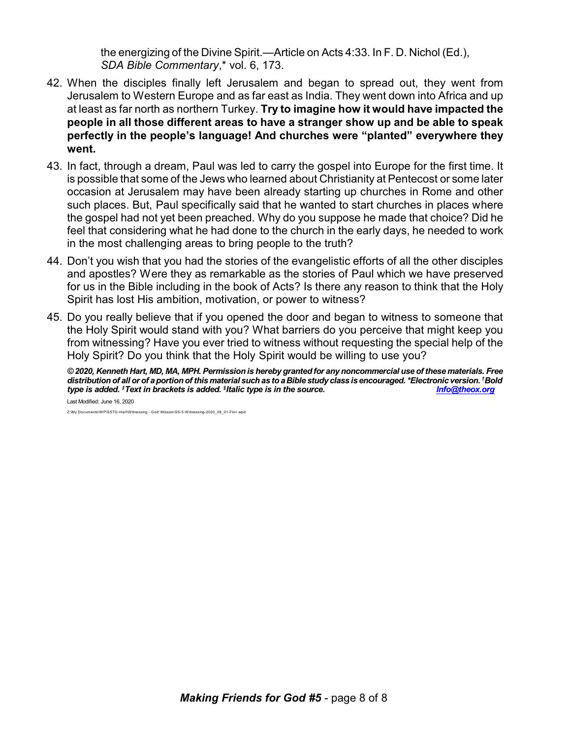the energizing of the Divine Spirit.—Article on Acts 4:33. In F. D. Nichol (Ed.), *SDA Bible Commentary*,* vol. 6, 173.

42. When the disciples finally left Jerusalem and began to spread out, they went from Jerusalem to Western Europe and as far east as India. They went down into Africa and up at least as far north as northern Turkey. **Try to imagine how it would have impacted the people in all those different areas to have a stranger show up and be able to speak perfectly in the people's language! And churches were "planted" everywhere they went.**

43. In fact, through a dream, Paul was led to carry the gospel into Europe for the first time. It is possible that some of the Jews who learned about Christianity at Pentecost or some later occasion at Jerusalem may have been already starting up churches in Rome and other such places. But, Paul specifically said that he wanted to start churches in places where the gospel had not yet been preached. Why do you suppose he made that choice? Did he feel that considering what he had done to the church in the early days, he needed to work in the most challenging areas to bring people to the truth?

44. Don't you wish that you had the stories of the evangelistic efforts of all the other disciples and apostles? Were they as remarkable as the stories of Paul which we have preserved for us in the Bible including in the book of Acts? Is there any reason to think that the Holy Spirit has lost His ambition, motivation, or power to witness?

45. Do you really believe that if you opened the door and began to witness to someone that the Holy Spirit would stand with you? What barriers do you perceive that might keep you from witnessing? Have you ever tried to witness without requesting the special help of the Holy Spirit? Do you think that the Holy Spirit would be willing to use you?

***© 2020, Kenneth Hart, MD, MA, MPH. Permission is hereby granted for any noncommercial use of these materials. Free distribution of all or of a portion of this material such as to a Bible study class is encouraged. *Electronic version. †Bold type is added. ‡Text in brackets is added. §Italic type is in the source.*** ***Info@theox.org***

Last Modified: June 16, 2020

Z:\My Documents\WP\SSTG-Hart\Witnessing - God' Mission\SS-5-Witnessing-2020_08_01-Fin+.wpd